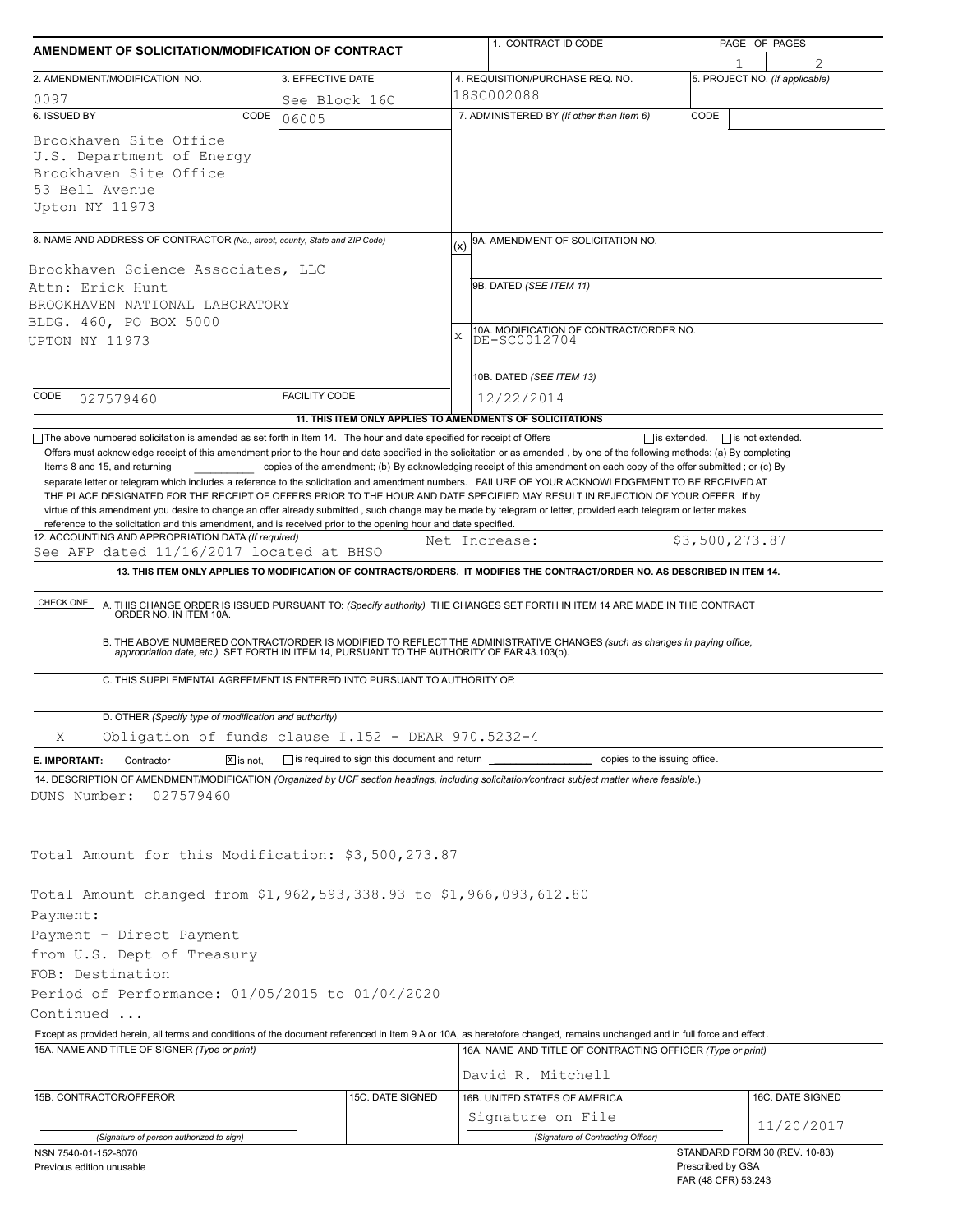# AMENDMENT OF SOLICITATION/MODIFICATION OF CONTRACT

| 1. CONTRACT ID CODE | PAGE OF PAGES |
|---|---|
| | 1 / 2 |

| 2. AMENDMENT/MODIFICATION NO. | 3. EFFECTIVE DATE | 4. REQUISITION/PURCHASE REQ. NO. | 5. PROJECT NO. (If applicable) |
|---|---|---|---|
| 0097 | See Block 16C | 18SC002088 | |

**6. ISSUED BY** CODE 06005

Brookhaven Site Office
U.S. Department of Energy
Brookhaven Site Office
53 Bell Avenue
Upton NY 11973

**7. ADMINISTERED BY** (If other than Item 6) CODE

**8. NAME AND ADDRESS OF CONTRACTOR** (No., street, county, State and ZIP Code)

Brookhaven Science Associates, LLC
Attn: Erick Hunt
BROOKHAVEN NATIONAL LABORATORY
BLDG. 460, PO BOX 5000
UPTON NY 11973

CODE 027579460 FACILITY CODE

(x) 9A. AMENDMENT OF SOLICITATION NO.

9B. DATED (SEE ITEM 11)

X 10A. MODIFICATION OF CONTRACT/ORDER NO. DE-SC0012704

10B. DATED (SEE ITEM 13) 12/22/2014

**11. THIS ITEM ONLY APPLIES TO AMENDMENTS OF SOLICITATIONS**

☐ The above numbered solicitation is amended as set forth in Item 14. The hour and date specified for receipt of Offers ☐ is extended, ☐ is not extended.

Offers must acknowledge receipt of this amendment prior to the hour and date specified in the solicitation or as amended , by one of the following methods: (a) By completing Items 8 and 15, and returning __________ copies of the amendment; (b) By acknowledging receipt of this amendment on each copy of the offer submitted ; or (c) By separate letter or telegram which includes a reference to the solicitation and amendment numbers. FAILURE OF YOUR ACKNOWLEDGEMENT TO BE RECEIVED AT THE PLACE DESIGNATED FOR THE RECEIPT OF OFFERS PRIOR TO THE HOUR AND DATE SPECIFIED MAY RESULT IN REJECTION OF YOUR OFFER If by virtue of this amendment you desire to change an offer already submitted , such change may be made by telegram or letter, provided each telegram or letter makes reference to the solicitation and this amendment, and is received prior to the opening hour and date specified.

**12. ACCOUNTING AND APPROPRIATION DATA** (If required)
See AFP dated 11/16/2017 located at BHSO Net Increase: $3,500,273.87

**13. THIS ITEM ONLY APPLIES TO MODIFICATION OF CONTRACTS/ORDERS. IT MODIFIES THE CONTRACT/ORDER NO. AS DESCRIBED IN ITEM 14.**

| CHECK ONE | |
|---|---|
| | A. THIS CHANGE ORDER IS ISSUED PURSUANT TO: (Specify authority) THE CHANGES SET FORTH IN ITEM 14 ARE MADE IN THE CONTRACT ORDER NO. IN ITEM 10A. |
| | B. THE ABOVE NUMBERED CONTRACT/ORDER IS MODIFIED TO REFLECT THE ADMINISTRATIVE CHANGES (such as changes in paying office, appropriation date, etc.) SET FORTH IN ITEM 14, PURSUANT TO THE AUTHORITY OF FAR 43.103(b). |
| | C. THIS SUPPLEMENTAL AGREEMENT IS ENTERED INTO PURSUANT TO AUTHORITY OF: |
| X | D. OTHER (Specify type of modification and authority) Obligation of funds clause I.152 - DEAR 970.5232-4 |

**E. IMPORTANT:** Contractor ☒ is not, ☐ is required to sign this document and return __________ copies to the issuing office.

**14. DESCRIPTION OF AMENDMENT/MODIFICATION** (Organized by UCF section headings, including solicitation/contract subject matter where feasible.)

DUNS Number: 027579460

Total Amount for this Modification: $3,500,273.87

Total Amount changed from $1,962,593,338.93 to $1,966,093,612.80

Payment:
Payment - Direct Payment
from U.S. Dept of Treasury
FOB: Destination
Period of Performance: 01/05/2015 to 01/04/2020
Continued ...

Except as provided herein, all terms and conditions of the document referenced in Item 9 A or 10A, as heretofore changed, remains unchanged and in full force and effect.

| 15A. NAME AND TITLE OF SIGNER (Type or print) | | 16A. NAME AND TITLE OF CONTRACTING OFFICER (Type or print) | |
|---|---|---|---|
| | | David R. Mitchell | |
| 15B. CONTRACTOR/OFFEROR | 15C. DATE SIGNED | 16B. UNITED STATES OF AMERICA | 16C. DATE SIGNED |
| (Signature of person authorized to sign) | | Signature on File (Signature of Contracting Officer) | 11/20/2017 |

NSN 7540-01-152-8070
Previous edition unusable

STANDARD FORM 30 (REV. 10-83)
Prescribed by GSA
FAR (48 CFR) 53.243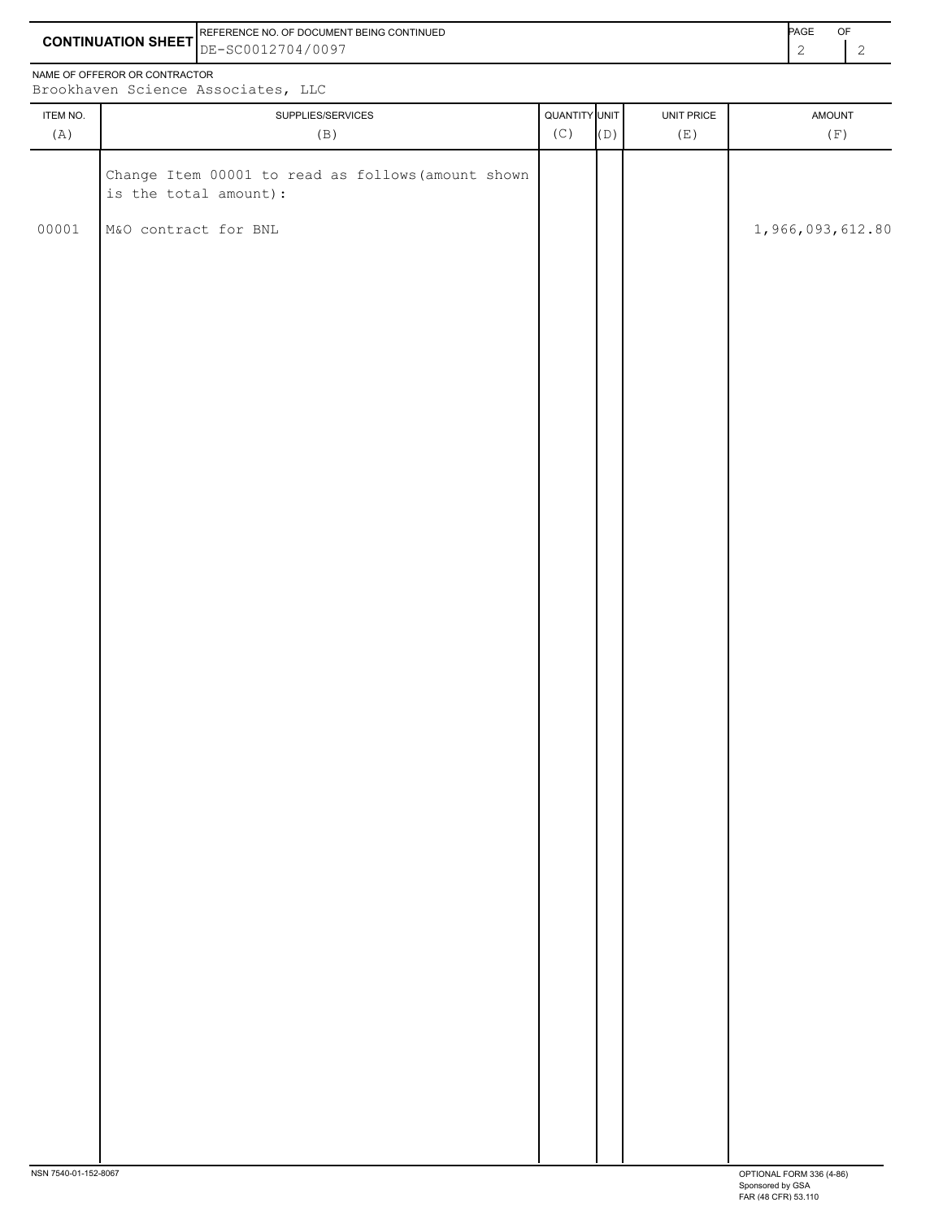**CONTINUATION SHEET**

REFERENCE NO. OF DOCUMENT BEING CONTINUED
DE-SC0012704/0097

NAME OF OFFEROR OR CONTRACTOR
Brookhaven Science Associates, LLC

| ITEM NO. (A) | SUPPLIES/SERVICES (B) | QUANTITY (C) | UNIT (D) | UNIT PRICE (E) | AMOUNT (F) |
|---|---|---|---|---|---|
| | Change Item 00001 to read as follows(amount shown is the total amount): | | | | |
| 00001 | M&O contract for BNL | | | | 1,966,093,612.80 |

NSN 7540-01-152-8067

OPTIONAL FORM 336 (4-86)
Sponsored by GSA
FAR (48 CFR) 53.110